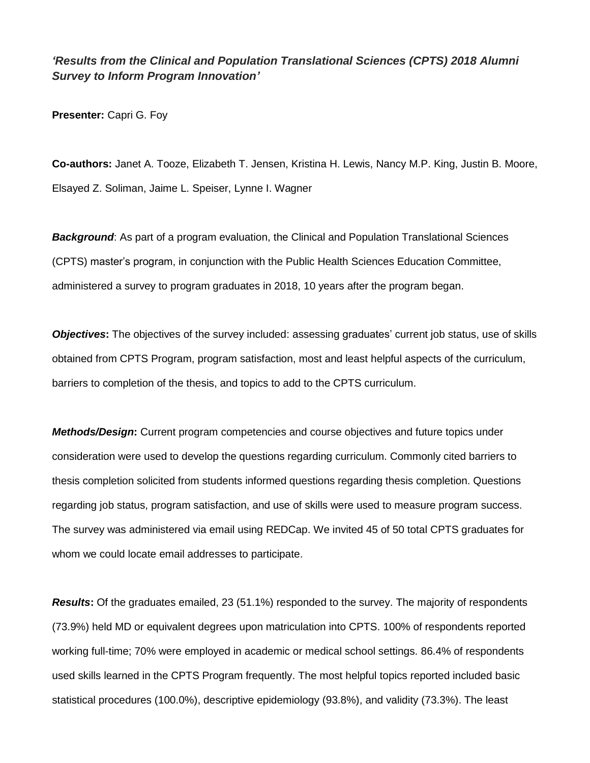*'Results from the Clinical and Population Translational Sciences (CPTS) 2018 Alumni Survey to Inform Program Innovation'*

**Presenter:** Capri G. Foy

**Co-authors:** Janet A. Tooze, Elizabeth T. Jensen, Kristina H. Lewis, Nancy M.P. King, Justin B. Moore, Elsayed Z. Soliman, Jaime L. Speiser, Lynne I. Wagner

***Background***: As part of a program evaluation, the Clinical and Population Translational Sciences (CPTS) master's program, in conjunction with the Public Health Sciences Education Committee, administered a survey to program graduates in 2018, 10 years after the program began.

***Objectives*:** The objectives of the survey included: assessing graduates' current job status, use of skills obtained from CPTS Program, program satisfaction, most and least helpful aspects of the curriculum, barriers to completion of the thesis, and topics to add to the CPTS curriculum.

***Methods/Design*:** Current program competencies and course objectives and future topics under consideration were used to develop the questions regarding curriculum. Commonly cited barriers to thesis completion solicited from students informed questions regarding thesis completion. Questions regarding job status, program satisfaction, and use of skills were used to measure program success. The survey was administered via email using REDCap. We invited 45 of 50 total CPTS graduates for whom we could locate email addresses to participate.

***Results*:** Of the graduates emailed, 23 (51.1%) responded to the survey. The majority of respondents (73.9%) held MD or equivalent degrees upon matriculation into CPTS. 100% of respondents reported working full-time; 70% were employed in academic or medical school settings. 86.4% of respondents used skills learned in the CPTS Program frequently. The most helpful topics reported included basic statistical procedures (100.0%), descriptive epidemiology (93.8%), and validity (73.3%). The least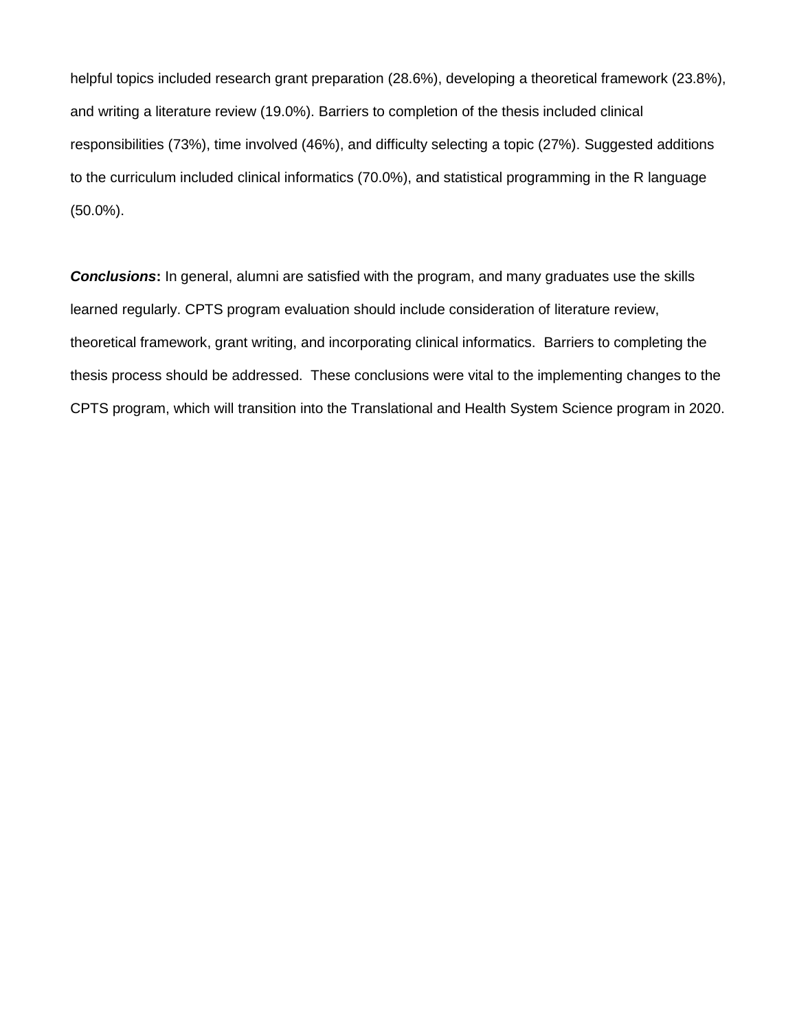helpful topics included research grant preparation (28.6%), developing a theoretical framework (23.8%), and writing a literature review (19.0%). Barriers to completion of the thesis included clinical responsibilities (73%), time involved (46%), and difficulty selecting a topic (27%). Suggested additions to the curriculum included clinical informatics (70.0%), and statistical programming in the R language (50.0%).

***Conclusions*:** In general, alumni are satisfied with the program, and many graduates use the skills learned regularly. CPTS program evaluation should include consideration of literature review, theoretical framework, grant writing, and incorporating clinical informatics. Barriers to completing the thesis process should be addressed. These conclusions were vital to the implementing changes to the CPTS program, which will transition into the Translational and Health System Science program in 2020.